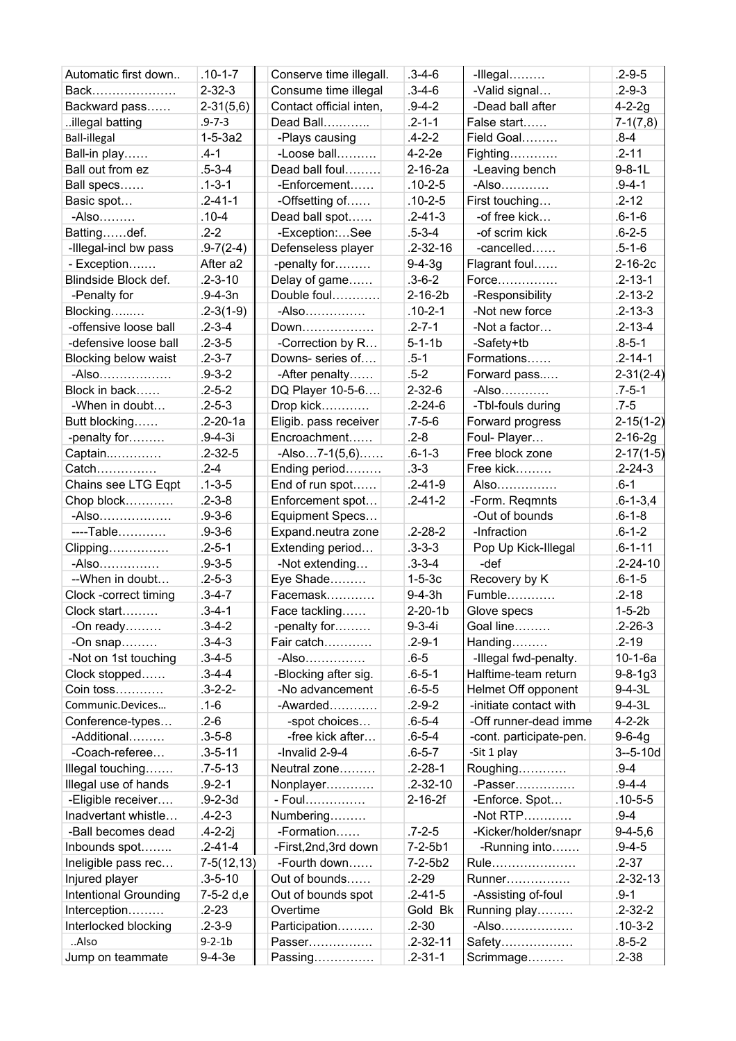| | | | | | |
|---|---|---|---|---|---|
| Automatic first down.. | .10-1-7 | Conserve time illegall. | .3-4-6 | -Illegal……… | .2-9-5 |
| Back………………… | 2-32-3 | Consume time illegal | .3-4-6 | -Valid signal… | .2-9-3 |
| Backward pass…… | 2-31(5,6) | Contact official inten, | .9-4-2 | -Dead ball after | 4-2-2g |
| ..illegal batting | .9-7-3 | Dead Ball……….. | .2-1-1 | False start…… | 7-1(7,8) |
| Ball-illegal | 1-5-3a2 | -Plays causing | .4-2-2 | Field Goal……… | .8-4 |
| Ball-in play…… | .4-1 | -Loose ball………. | 4-2-2e | Fighting………… | .2-11 |
| Ball out from ez | .5-3-4 | Dead ball foul……… | 2-16-2a | -Leaving bench | 9-8-1L |
| Ball specs…… | .1-3-1 | -Enforcement…… | .10-2-5 | -Also………… | .9-4-1 |
| Basic spot… | .2-41-1 | -Offsetting of…… | .10-2-5 | First touching… | .2-12 |
| -Also……… | .10-4 | Dead ball spot…… | .2-41-3 | -of free kick… | .6-1-6 |
| Batting……def. | .2-2 | -Exception:…See | .5-3-4 | -of scrim kick | .6-2-5 |
| -Illegal-incl bw pass | .9-7(2-4) | Defenseless player | .2-32-16 | -cancelled…… | .5-1-6 |
| - Exception……. | After a2 | -penalty for……… | 9-4-3g | Flagrant foul…… | 2-16-2c |
| Blindside Block def. | .2-3-10 | Delay of game…… | .3-6-2 | Force…………… | .2-13-1 |
| -Penalty for | .9-4-3n | Double foul………… | 2-16-2b | -Responsibility | .2-13-2 |
| Blocking…..…. | .2-3(1-9) | -Also…………… | .10-2-1 | -Not new force | .2-13-3 |
| -offensive loose ball | .2-3-4 | Down……………… | .2-7-1 | -Not a factor… | .2-13-4 |
| -defensive loose ball | .2-3-5 | -Correction by R… | 5-1-1b | -Safety+tb | .8-5-1 |
| Blocking below waist | .2-3-7 | Downs- series of…. | .5-1 | Formations…… | .2-14-1 |
| -Also……………… | .9-3-2 | -After penalty…… | .5-2 | Forward pass.…. | 2-31(2-4) |
| Block in back…… | .2-5-2 | DQ Player 10-5-6…. | 2-32-6 | -Also………… | .7-5-1 |
| -When in doubt… | .2-5-3 | Drop kick………… | .2-24-6 | -Tbl-fouls during | .7-5 |
| Butt blocking…… | .2-20-1a | Eligib. pass receiver | .7-5-6 | Forward progress | 2-15(1-2) |
| -penalty for……… | .9-4-3i | Encroachment…… | .2-8 | Foul- Player… | 2-16-2g |
| Captain.………… | .2-32-5 | -Also…7-1(5,6)…… | .6-1-3 | Free block zone | 2-17(1-5) |
| Catch…………… | .2-4 | Ending period……… | .3-3 | Free kick……… | .2-24-3 |
| Chains see LTG Eqpt | .1-3-5 | End of run spot…… | .2-41-9 | Also…………… | .6-1 |
| Chop block………… | .2-3-8 | Enforcement spot… | .2-41-2 | -Form. Reqmnts | .6-1-3,4 |
| -Also……………… | .9-3-6 | Equipment Specs… | | -Out of bounds | .6-1-8 |
| ----Table………… | .9-3-6 | Expand.neutra zone | .2-28-2 | -Infraction | .6-1-2 |
| Clipping…………… | .2-5-1 | Extending period… | .3-3-3 | Pop Up Kick-Illegal | .6-1-11 |
| -Also…………… | .9-3-5 | -Not extending… | .3-3-4 | -def | .2-24-10 |
| --When in doubt… | .2-5-3 | Eye Shade……… | 1-5-3c | Recovery by K | .6-1-5 |
| Clock -correct timing | .3-4-7 | Facemask………… | 9-4-3h | Fumble………… | .2-18 |
| Clock start……… | .3-4-1 | Face tackling…… | 2-20-1b | Glove specs | 1-5-2b |
| -On ready……… | .3-4-2 | -penalty for……… | 9-3-4i | Goal line……… | .2-26-3 |
| -On snap……… | .3-4-3 | Fair catch………… | .2-9-1 | Handing……… | .2-19 |
| -Not on 1st touching | .3-4-5 | -Also…………… | .6-5 | -Illegal fwd-penalty. | 10-1-6a |
| Clock stopped…… | .3-4-4 | -Blocking after sig. | .6-5-1 | Halftime-team return | 9-8-1g3 |
| Coin toss………… | .3-2-2- | -No advancement | .6-5-5 | Helmet Off opponent | 9-4-3L |
| Communic.Devices… | .1-6 | -Awarded………… | .2-9-2 | -initiate contact with | 9-4-3L |
| Conference-types… | .2-6 | -spot choices… | .6-5-4 | -Off runner-dead imme | 4-2-2k |
| -Additional……… | .3-5-8 | -free kick after… | .6-5-4 | -cont. participate-pen. | 9-6-4g |
| -Coach-referee… | .3-5-11 | -Invalid 2-9-4 | .6-5-7 | -Sit 1 play | 3--5-10d |
| Illegal touching……. | .7-5-13 | Neutral zone……… | .2-28-1 | Roughing………… | .9-4 |
| Illegal use of hands | .9-2-1 | Nonplayer………… | .2-32-10 | -Passer…………… | .9-4-4 |
| -Eligible receiver…. | .9-2-3d | - Foul…………… | 2-16-2f | -Enforce. Spot… | .10-5-5 |
| Inadvertant whistle… | .4-2-3 | Numbering……… | | -Not RTP………… | .9-4 |
| -Ball becomes dead | .4-2-2j | -Formation…… | .7-2-5 | -Kicker/holder/snapr | 9-4-5,6 |
| Inbounds spot…….. | .2-41-4 | -First,2nd,3rd down | 7-2-5b1 | -Running into……. | .9-4-5 |
| Ineligible pass rec… | 7-5(12,13) | -Fourth down…… | 7-2-5b2 | Rule………………… | .2-37 |
| Injured player | .3-5-10 | Out of bounds…… | .2-29 | Runner……………. | .2-32-13 |
| Intentional Grounding | 7-5-2 d,e | Out of bounds spot | .2-41-5 | -Assisting of-foul | .9-1 |
| Interception……… | .2-23 | Overtime | Gold Bk | Running play……… | .2-32-2 |
| Interlocked blocking | .2-3-9 | Participation……… | .2-30 | -Also……………… | .10-3-2 |
| ..Also | 9-2-1b | Passer……………. | .2-32-11 | Safety……………… | .8-5-2 |
| Jump on teammate | 9-4-3e | Passing…………… | .2-31-1 | Scrimmage……… | .2-38 |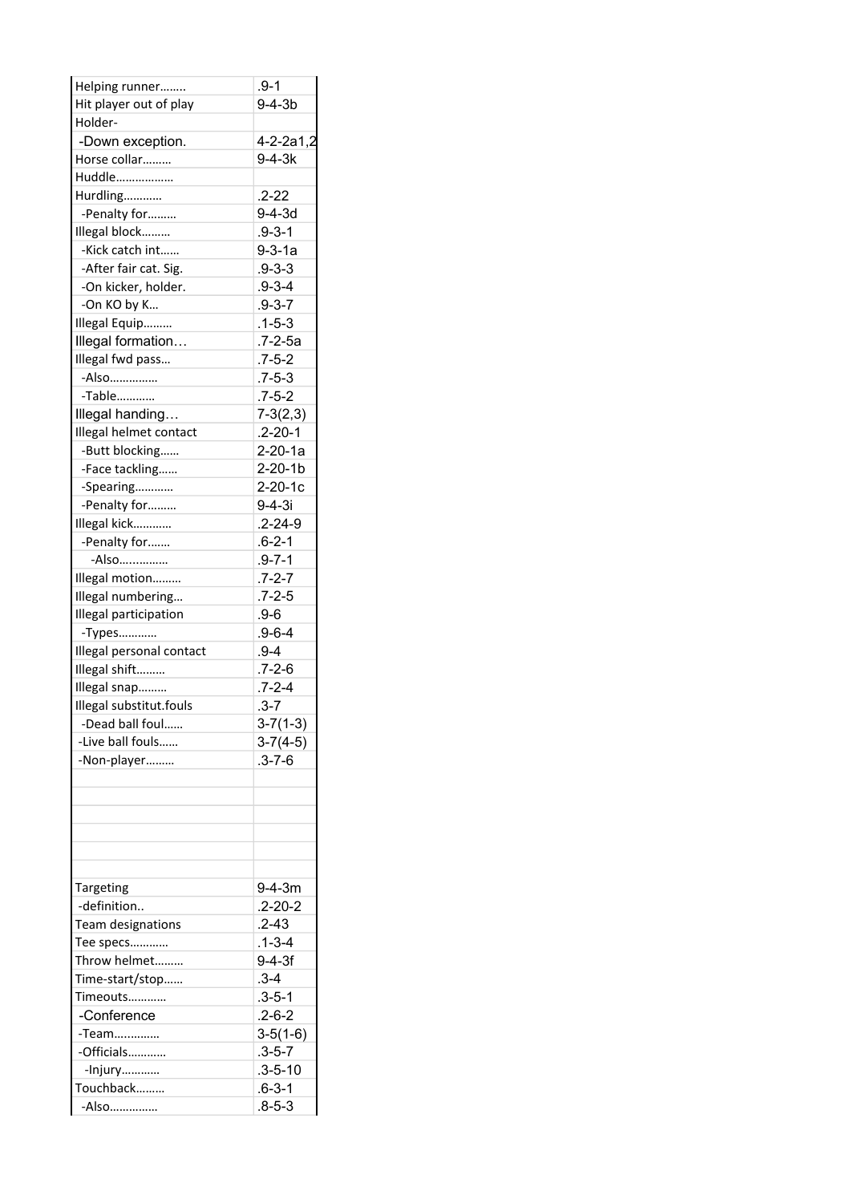| | |
|---|---|
| Helping runner…….. | .9-1 |
| Hit player out of play | 9-4-3b |
| Holder- | |
| -Down exception. | 4-2-2a1,2 |
| Horse collar……… | 9-4-3k |
| Huddle……………… | |
| Hurdling………… | .2-22 |
| -Penalty for……… | 9-4-3d |
| Illegal block……… | .9-3-1 |
| -Kick catch int…… | 9-3-1a |
| -After fair cat. Sig. | .9-3-3 |
| -On kicker, holder. | .9-3-4 |
| -On KO by K… | .9-3-7 |
| Illegal Equip……… | .1-5-3 |
| Illegal formation… | .7-2-5a |
| Illegal fwd pass… | .7-5-2 |
| -Also…………… | .7-5-3 |
| -Table………… | .7-5-2 |
| Illegal handing… | 7-3(2,3) |
| Illegal helmet contact | .2-20-1 |
| -Butt blocking…… | 2-20-1a |
| -Face tackling…… | 2-20-1b |
| -Spearing………… | 2-20-1c |
| -Penalty for……… | 9-4-3i |
| Illegal kick………… | .2-24-9 |
| -Penalty for……. | .6-2-1 |
| -Also….………… | .9-7-1 |
| Illegal motion……… | .7-2-7 |
| Illegal numbering… | .7-2-5 |
| Illegal participation | .9-6 |
| -Types………… | .9-6-4 |
| Illegal personal contact | .9-4 |
| Illegal shift……… | .7-2-6 |
| Illegal snap……… | .7-2-4 |
| Illegal substitut.fouls | .3-7 |
| -Dead ball foul…… | 3-7(1-3) |
| -Live ball fouls…… | 3-7(4-5) |
| -Non-player……… | .3-7-6 |
| | |
| | |
| | |
| | |
| | |
| | |
| Targeting | 9-4-3m |
| -definition.. | .2-20-2 |
| Team designations | .2-43 |
| Tee specs………… | .1-3-4 |
| Throw helmet……… | 9-4-3f |
| Time-start/stop…… | .3-4 |
| Timeouts………… | .3-5-1 |
| -Conference | .2-6-2 |
| -Team…………. | 3-5(1-6) |
| -Officials………… | .3-5-7 |
| -Injury………… | .3-5-10 |
| Touchback……… | .6-3-1 |
| -Also…………… | .8-5-3 |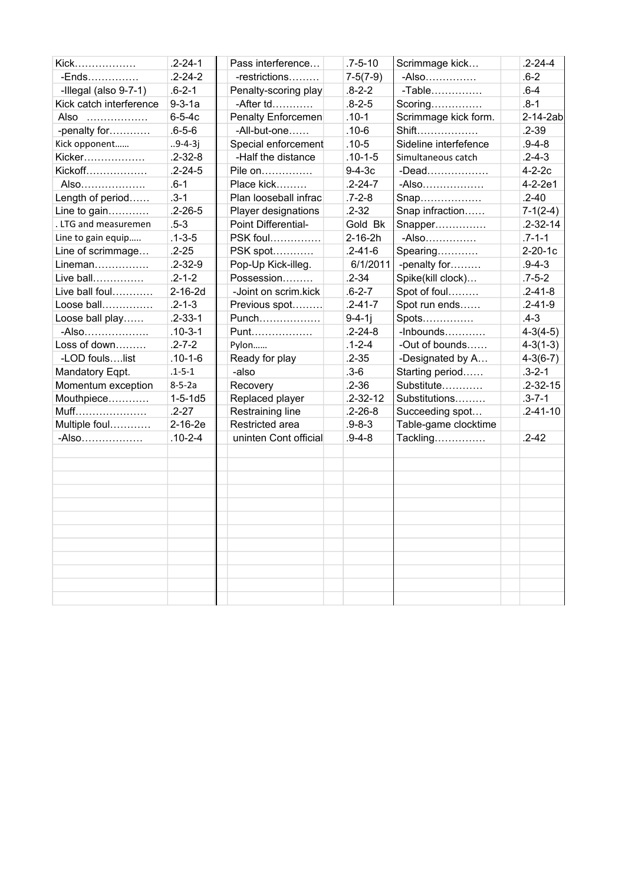| Kick……………… | .2-24-1 | Pass interference… | .7-5-10 | Scrimmage kick… | .2-24-4 |
|---|---|---|---|---|---|
| -Ends…………… | .2-24-2 | -restrictions……… | 7-5(7-9) | -Also…………… | .6-2 |
| -Illegal (also 9-7-1) | .6-2-1 | Penalty-scoring play | .8-2-2 | -Table…………… | .6-4 |
| Kick catch interference | 9-3-1a | -After td………… | .8-2-5 | Scoring…………… | .8-1 |
| Also ……………… | 6-5-4c | Penalty Enforcemen | .10-1 | Scrimmage kick form. | 2-14-2ab |
| -penalty for………… | .6-5-6 | -All-but-one…… | .10-6 | Shift……………… | .2-39 |
| Kick opponent…… | ..9-4-3j | Special enforcement | .10-5 | Sideline interfefence | .9-4-8 |
| Kicker……………… | .2-32-8 | -Half the distance | .10-1-5 | Simultaneous catch | .2-4-3 |
| Kickoff……………… | .2-24-5 | Pile on…………… | 9-4-3c | -Dead……………… | 4-2-2c |
| Also………………. | .6-1 | Place kick……… | .2-24-7 | -Also……………… | 4-2-2e1 |
| Length of period…… | .3-1 | Plan looseball infrac | .7-2-8 | Snap……………… | .2-40 |
| Line to gain………… | .2-26-5 | Player designations | .2-32 | Snap infraction…… | 7-1(2-4) |
| . LTG and measuremen | .5-3 | Point Differential- | Gold Bk | Snapper…………… | .2-32-14 |
| Line to gain equip….. | .1-3-5 | PSK foul…………… | 2-16-2h | -Also…………… | .7-1-1 |
| Line of scrimmage… | .2-25 | PSK spot………… | .2-41-6 | Spearing………… | 2-20-1c |
| Lineman……………. | .2-32-9 | Pop-Up Kick-illeg. | 6/1/2011 | -penalty for……… | .9-4-3 |
| Live ball…………… | .2-1-2 | Possession……… | .2-34 | Spike(kill clock)… | .7-5-2 |
| Live ball foul………… | 2-16-2d | -Joint on scrim.kick | .6-2-7 | Spot of foul……… | .2-41-8 |
| Loose ball…………… | .2-1-3 | Previous spot……… | .2-41-7 | Spot run ends…… | .2-41-9 |
| Loose ball play…… | .2-33-1 | Punch……………… | 9-4-1j | Spots…………… | .4-3 |
| -Also………………. | .10-3-1 | Punt……………… | .2-24-8 | -Inbounds………… | 4-3(4-5) |
| Loss of down……… | .2-7-2 | Pylon…… | .1-2-4 | -Out of bounds…… | 4-3(1-3) |
| -LOD fouls….list | .10-1-6 | Ready for play | .2-35 | -Designated by A… | 4-3(6-7) |
| Mandatory Eqpt. | .1-5-1 | -also | .3-6 | Starting period…… | .3-2-1 |
| Momentum exception | 8-5-2a | Recovery | .2-36 | Substitute………… | .2-32-15 |
| Mouthpiece………… | 1-5-1d5 | Replaced player | .2-32-12 | Substitutions……… | .3-7-1 |
| Muff………………… | .2-27 | Restraining line | .2-26-8 | Succeeding spot… | .2-41-10 |
| Multiple foul………… | 2-16-2e | Restricted area | .9-8-3 | Table-game clocktime | |
| -Also……………… | .10-2-4 | uninten Cont official | .9-4-8 | Tackling…………… | .2-42 |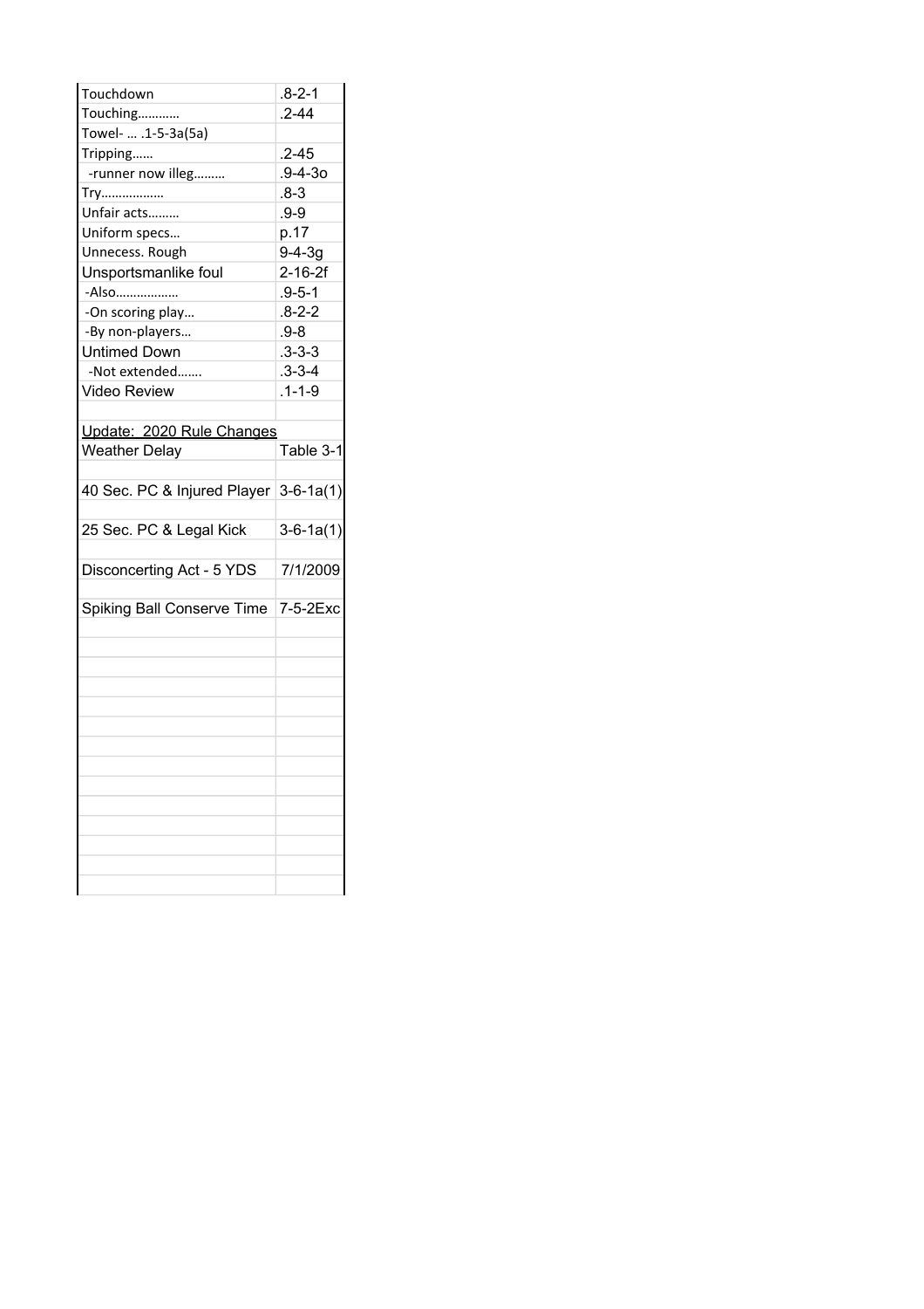| | |
|---|---|
| Touchdown | .8-2-1 |
| Touching………… | .2-44 |
| Towel- … .1-5-3a(5a) | |
| Tripping…… | .2-45 |
| -runner now illeg……… | .9-4-3o |
| Try……………… | .8-3 |
| Unfair acts……… | .9-9 |
| Uniform specs… | p.17 |
| Unnecess. Rough | 9-4-3g |
| Unsportsmanlike foul | 2-16-2f |
| -Also……………… | .9-5-1 |
| -On scoring play… | .8-2-2 |
| -By non-players… | .9-8 |
| Untimed Down | .3-3-3 |
| -Not extended……. | .3-3-4 |
| Video Review | .1-1-9 |
| | |
| Update: 2020 Rule Changes | |
| Weather Delay | Table 3-1 |
| | |
| 40 Sec. PC & Injured Player | 3-6-1a(1) |
| | |
| 25 Sec. PC & Legal Kick | 3-6-1a(1) |
| | |
| Disconcerting Act - 5 YDS | 7/1/2009 |
| | |
| Spiking Ball Conserve Time | 7-5-2Exc |